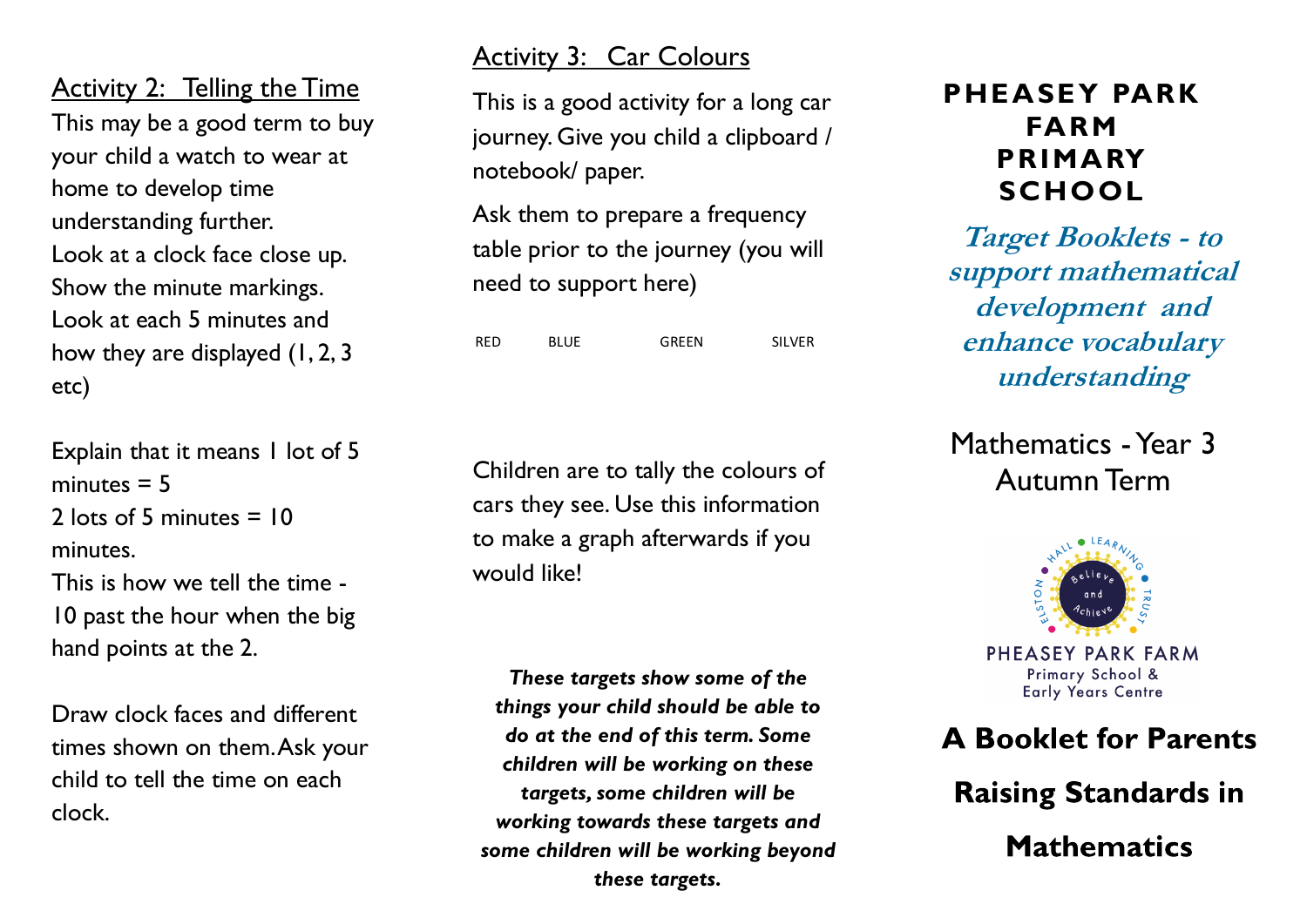## Activity 2: Telling the Time

This may be a good term to buy your child a watch to wear at home to develop time understanding further.
Look at a clock face close up. Show the minute markings. Look at each 5 minutes and how they are displayed (1, 2, 3 etc)

Explain that it means 1 lot of 5 minutes = 5
2 lots of 5 minutes = 10 minutes.
This is how we tell the time - 10 past the hour when the big hand points at the 2.

Draw clock faces and different times shown on them. Ask your child to tell the time on each clock.

## Activity 3: Car Colours

This is a good activity for a long car journey. Give you child a clipboard / notebook/ paper.

Ask them to prepare a frequency table prior to the journey (you will need to support here)

| RED | BLUE | GREEN | SILVER |
|---|---|---|---|
| | | | |

Children are to tally the colours of cars they see. Use this information to make a graph afterwards if you would like!

***These targets show some of the things your child should be able to do at the end of this term. Some children will be working on these targets, some children will be working towards these targets and some children will be working beyond these targets.***

# PHEASEY PARK FARM PRIMARY SCHOOL

***Target Booklets - to support mathematical development and enhance vocabulary understanding***

Mathematics - Year 3
Autumn Term

ELSTON HALL LEARNING TRUST — Believe and Achieve
PHEASEY PARK FARM Primary School & Early Years Centre

**A Booklet for Parents**

**Raising Standards in Mathematics**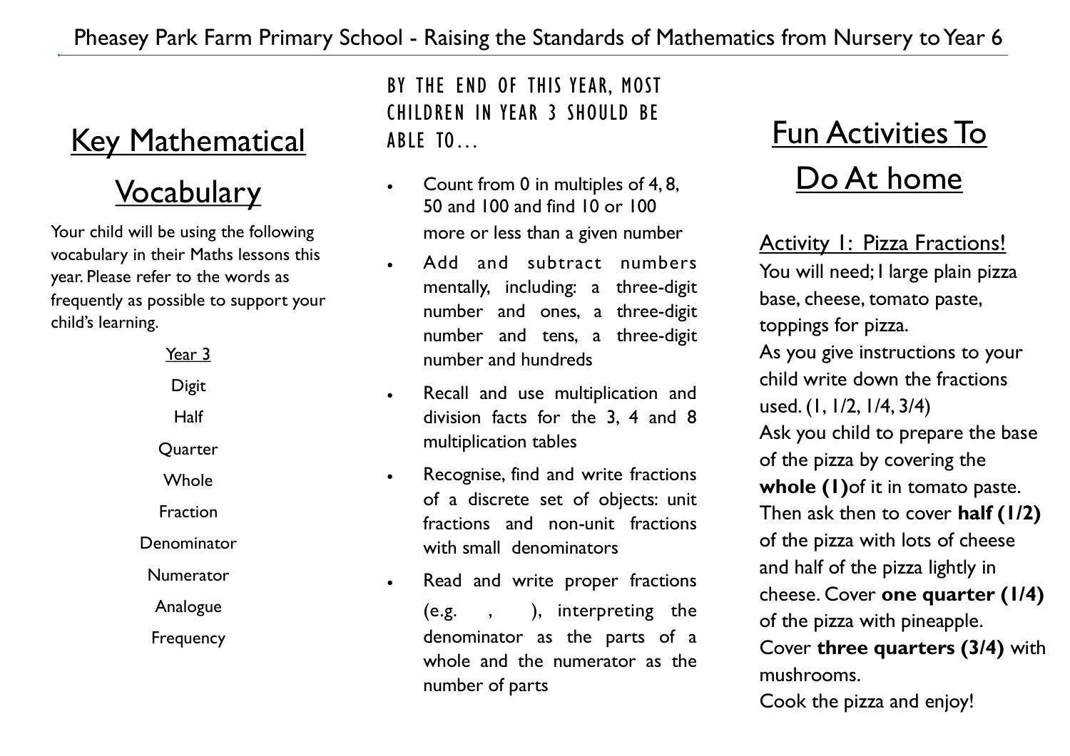# Key Mathematical Vocabulary

Your child will be using the following vocabulary in their Maths lessons this year. Please refer to the words as frequently as possible to support your child's learning.

Year 3

Digit

Half

Quarter

Whole

Fraction

Denominator

Numerator

Analogue

Frequency

## BY THE END OF THIS YEAR, MOST CHILDREN IN YEAR 3 SHOULD BE ABLE TO...

- Count from 0 in multiples of 4, 8, 50 and 100 and find 10 or 100 more or less than a given number
- Add and subtract numbers mentally, including: a three-digit number and ones, a three-digit number and tens, a three-digit number and hundreds
- Recall and use multiplication and division facts for the 3, 4 and 8 multiplication tables
- Recognise, find and write fractions of a discrete set of objects: unit fractions and non-unit fractions with small denominators
- Read and write proper fractions (e.g. , ), interpreting the denominator as the parts of a whole and the numerator as the number of parts

# Fun Activities To Do At home

## Activity 1: Pizza Fractions!

You will need; I large plain pizza base, cheese, tomato paste, toppings for pizza.

As you give instructions to your child write down the fractions used. (1, 1/2, 1/4, 3/4)

Ask you child to prepare the base of the pizza by covering the **whole (1)**of it in tomato paste. Then ask then to cover **half (1/2)** of the pizza with lots of cheese and half of the pizza lightly in cheese. Cover **one quarter (1/4)** of the pizza with pineapple. Cover **three quarters (3/4)** with mushrooms.

Cook the pizza and enjoy!